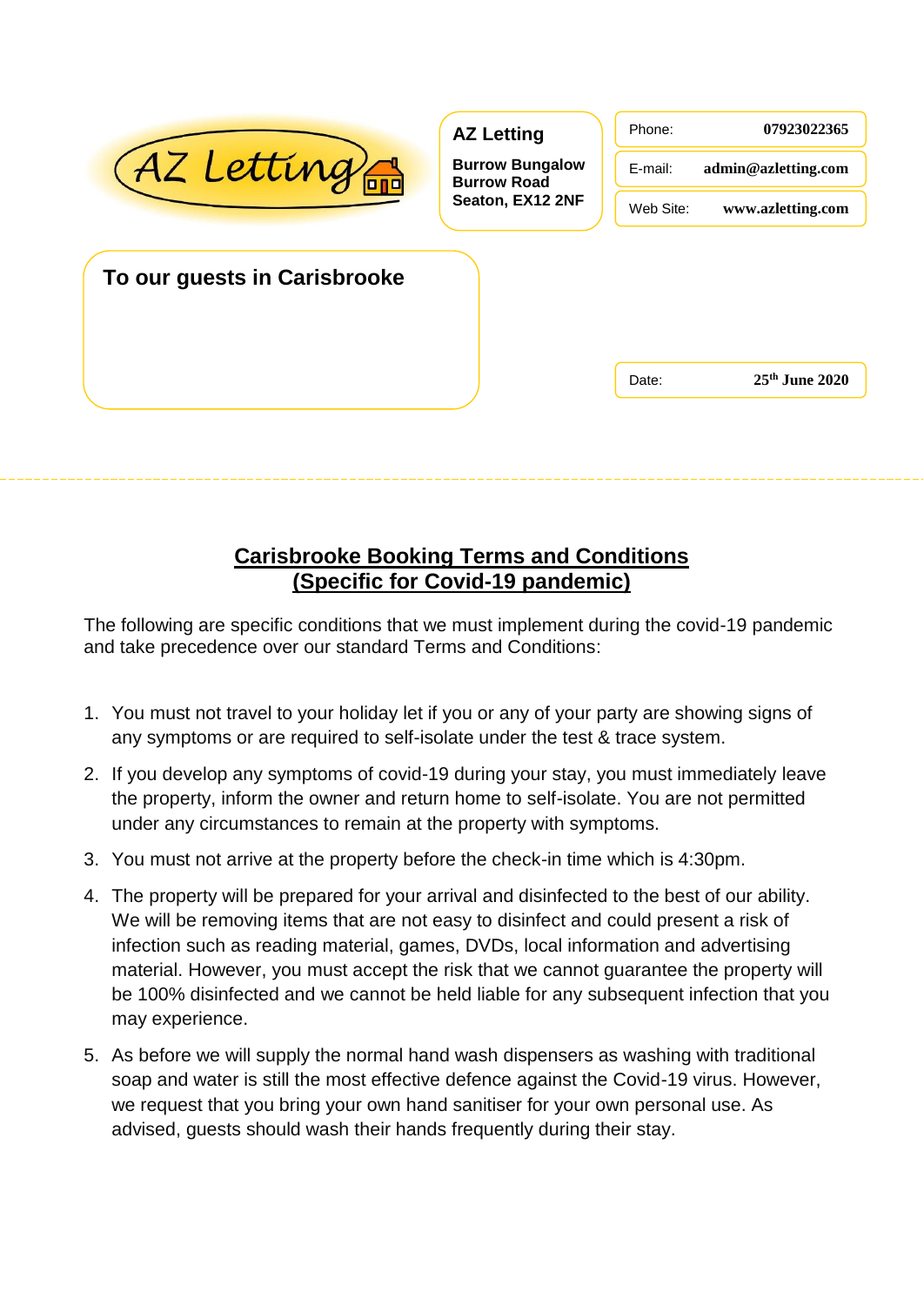AZ Letting

**AZ Letting**

**Burrow Bungalow**
**Burrow Road**
**Seaton, EX12 2NF**

| | |
|---|---|
| Phone: | **07923022365** |
| E-mail: | **admin@azletting.com** |
| Web Site: | **www.azletting.com** |

**To our guests in Carisbrooke**

Date: **25th June 2020**

## <u>Carisbrooke Booking Terms and Conditions</u>
## <u>(Specific for Covid-19 pandemic)</u>

The following are specific conditions that we must implement during the covid-19 pandemic and take precedence over our standard Terms and Conditions:

1. You must not travel to your holiday let if you or any of your party are showing signs of any symptoms or are required to self-isolate under the test & trace system.
2. If you develop any symptoms of covid-19 during your stay, you must immediately leave the property, inform the owner and return home to self-isolate. You are not permitted under any circumstances to remain at the property with symptoms.
3. You must not arrive at the property before the check-in time which is 4:30pm.
4. The property will be prepared for your arrival and disinfected to the best of our ability. We will be removing items that are not easy to disinfect and could present a risk of infection such as reading material, games, DVDs, local information and advertising material. However, you must accept the risk that we cannot guarantee the property will be 100% disinfected and we cannot be held liable for any subsequent infection that you may experience.
5. As before we will supply the normal hand wash dispensers as washing with traditional soap and water is still the most effective defence against the Covid-19 virus. However, we request that you bring your own hand sanitiser for your own personal use. As advised, guests should wash their hands frequently during their stay.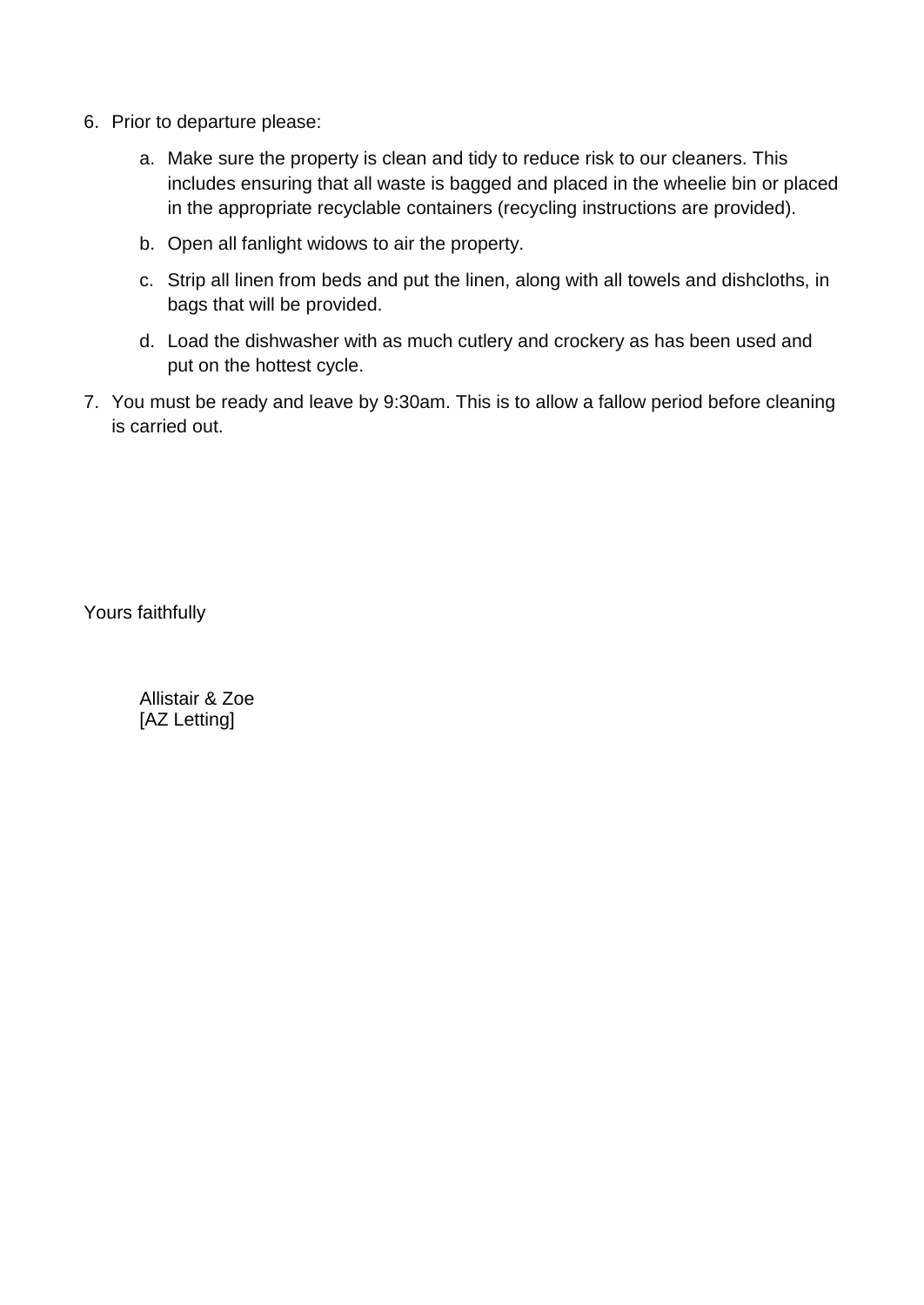6. Prior to departure please:

    a. Make sure the property is clean and tidy to reduce risk to our cleaners. This includes ensuring that all waste is bagged and placed in the wheelie bin or placed in the appropriate recyclable containers (recycling instructions are provided).

    b. Open all fanlight widows to air the property.

    c. Strip all linen from beds and put the linen, along with all towels and dishcloths, in bags that will be provided.

    d. Load the dishwasher with as much cutlery and crockery as has been used and put on the hottest cycle.

7. You must be ready and leave by 9:30am. This is to allow a fallow period before cleaning is carried out.

Yours faithfully

Allistair & Zoe
[AZ Letting]